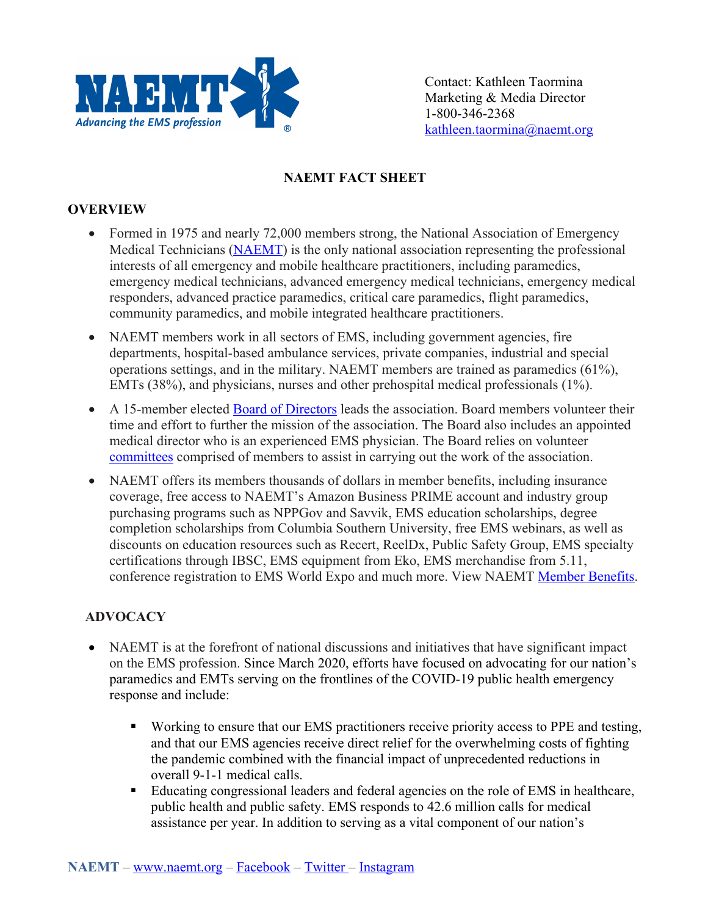Contact: Kathleen Taormina
Marketing & Media Director
1-800-346-2368
kathleen.taormina@naemt.org

# NAEMT FACT SHEET

## OVERVIEW

- Formed in 1975 and nearly 72,000 members strong, the National Association of Emergency Medical Technicians (NAEMT) is the only national association representing the professional interests of all emergency and mobile healthcare practitioners, including paramedics, emergency medical technicians, advanced emergency medical technicians, emergency medical responders, advanced practice paramedics, critical care paramedics, flight paramedics, community paramedics, and mobile integrated healthcare practitioners.
- NAEMT members work in all sectors of EMS, including government agencies, fire departments, hospital-based ambulance services, private companies, industrial and special operations settings, and in the military. NAEMT members are trained as paramedics (61%), EMTs (38%), and physicians, nurses and other prehospital medical professionals (1%).
- A 15-member elected Board of Directors leads the association. Board members volunteer their time and effort to further the mission of the association. The Board also includes an appointed medical director who is an experienced EMS physician. The Board relies on volunteer committees comprised of members to assist in carrying out the work of the association.
- NAEMT offers its members thousands of dollars in member benefits, including insurance coverage, free access to NAEMT's Amazon Business PRIME account and industry group purchasing programs such as NPPGov and Savvik, EMS education scholarships, degree completion scholarships from Columbia Southern University, free EMS webinars, as well as discounts on education resources such as Recert, ReelDx, Public Safety Group, EMS specialty certifications through IBSC, EMS equipment from Eko, EMS merchandise from 5.11, conference registration to EMS World Expo and much more. View NAEMT Member Benefits.

## ADVOCACY

- NAEMT is at the forefront of national discussions and initiatives that have significant impact on the EMS profession. Since March 2020, efforts have focused on advocating for our nation's paramedics and EMTs serving on the frontlines of the COVID-19 public health emergency response and include:
  - Working to ensure that our EMS practitioners receive priority access to PPE and testing, and that our EMS agencies receive direct relief for the overwhelming costs of fighting the pandemic combined with the financial impact of unprecedented reductions in overall 9-1-1 medical calls.
  - Educating congressional leaders and federal agencies on the role of EMS in healthcare, public health and public safety. EMS responds to 42.6 million calls for medical assistance per year. In addition to serving as a vital component of our nation's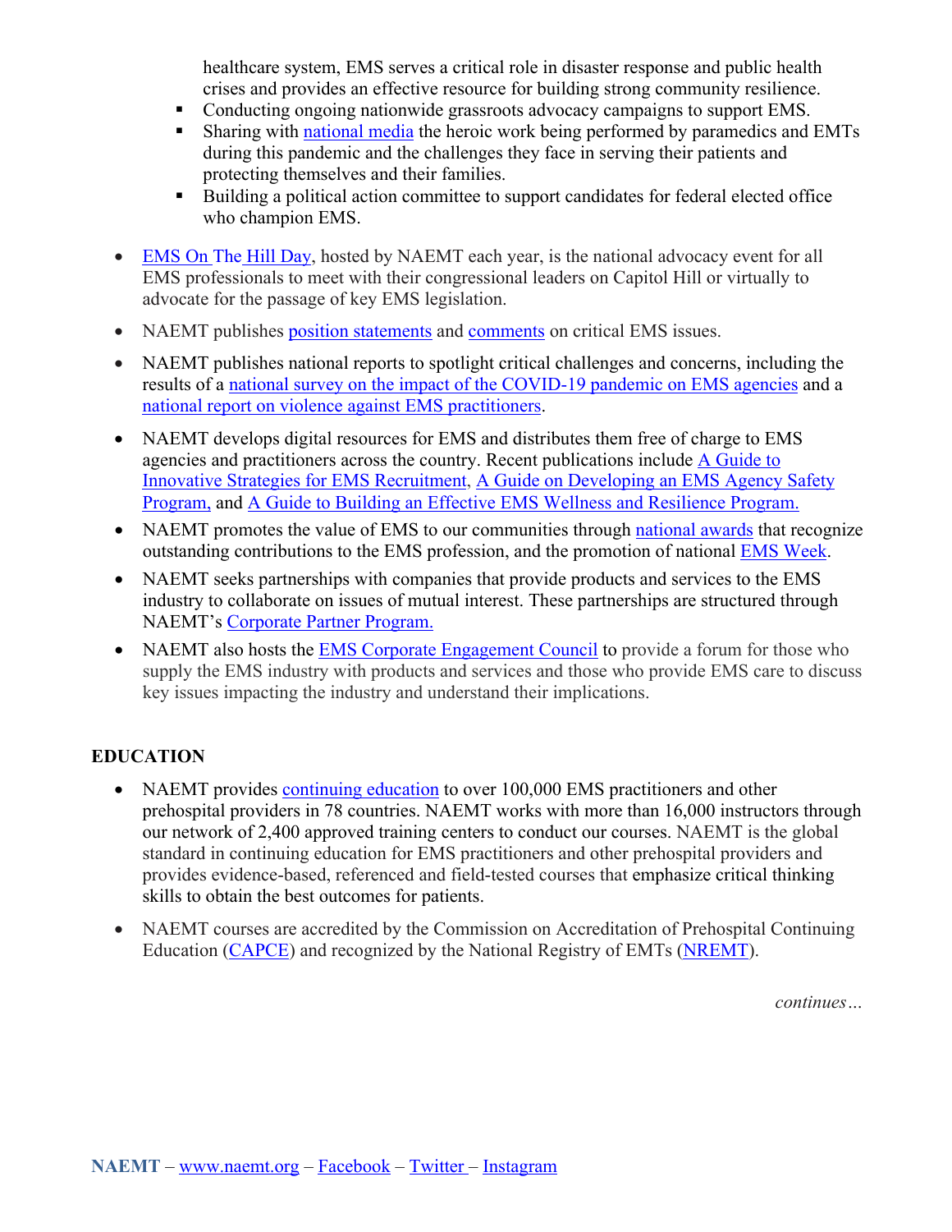healthcare system, EMS serves a critical role in disaster response and public health crises and provides an effective resource for building strong community resilience.

  - Conducting ongoing nationwide grassroots advocacy campaigns to support EMS.
  - Sharing with national media the heroic work being performed by paramedics and EMTs during this pandemic and the challenges they face in serving their patients and protecting themselves and their families.
  - Building a political action committee to support candidates for federal elected office who champion EMS.

- EMS On The Hill Day, hosted by NAEMT each year, is the national advocacy event for all EMS professionals to meet with their congressional leaders on Capitol Hill or virtually to advocate for the passage of key EMS legislation.
- NAEMT publishes position statements and comments on critical EMS issues.
- NAEMT publishes national reports to spotlight critical challenges and concerns, including the results of a national survey on the impact of the COVID-19 pandemic on EMS agencies and a national report on violence against EMS practitioners.
- NAEMT develops digital resources for EMS and distributes them free of charge to EMS agencies and practitioners across the country. Recent publications include A Guide to Innovative Strategies for EMS Recruitment, A Guide on Developing an EMS Agency Safety Program, and A Guide to Building an Effective EMS Wellness and Resilience Program.
- NAEMT promotes the value of EMS to our communities through national awards that recognize outstanding contributions to the EMS profession, and the promotion of national EMS Week.
- NAEMT seeks partnerships with companies that provide products and services to the EMS industry to collaborate on issues of mutual interest. These partnerships are structured through NAEMT's Corporate Partner Program.
- NAEMT also hosts the EMS Corporate Engagement Council to provide a forum for those who supply the EMS industry with products and services and those who provide EMS care to discuss key issues impacting the industry and understand their implications.

**EDUCATION**

- NAEMT provides continuing education to over 100,000 EMS practitioners and other prehospital providers in 78 countries. NAEMT works with more than 16,000 instructors through our network of 2,400 approved training centers to conduct our courses. NAEMT is the global standard in continuing education for EMS practitioners and other prehospital providers and provides evidence-based, referenced and field-tested courses that emphasize critical thinking skills to obtain the best outcomes for patients.
- NAEMT courses are accredited by the Commission on Accreditation of Prehospital Continuing Education (CAPCE) and recognized by the National Registry of EMTs (NREMT).

*continues…*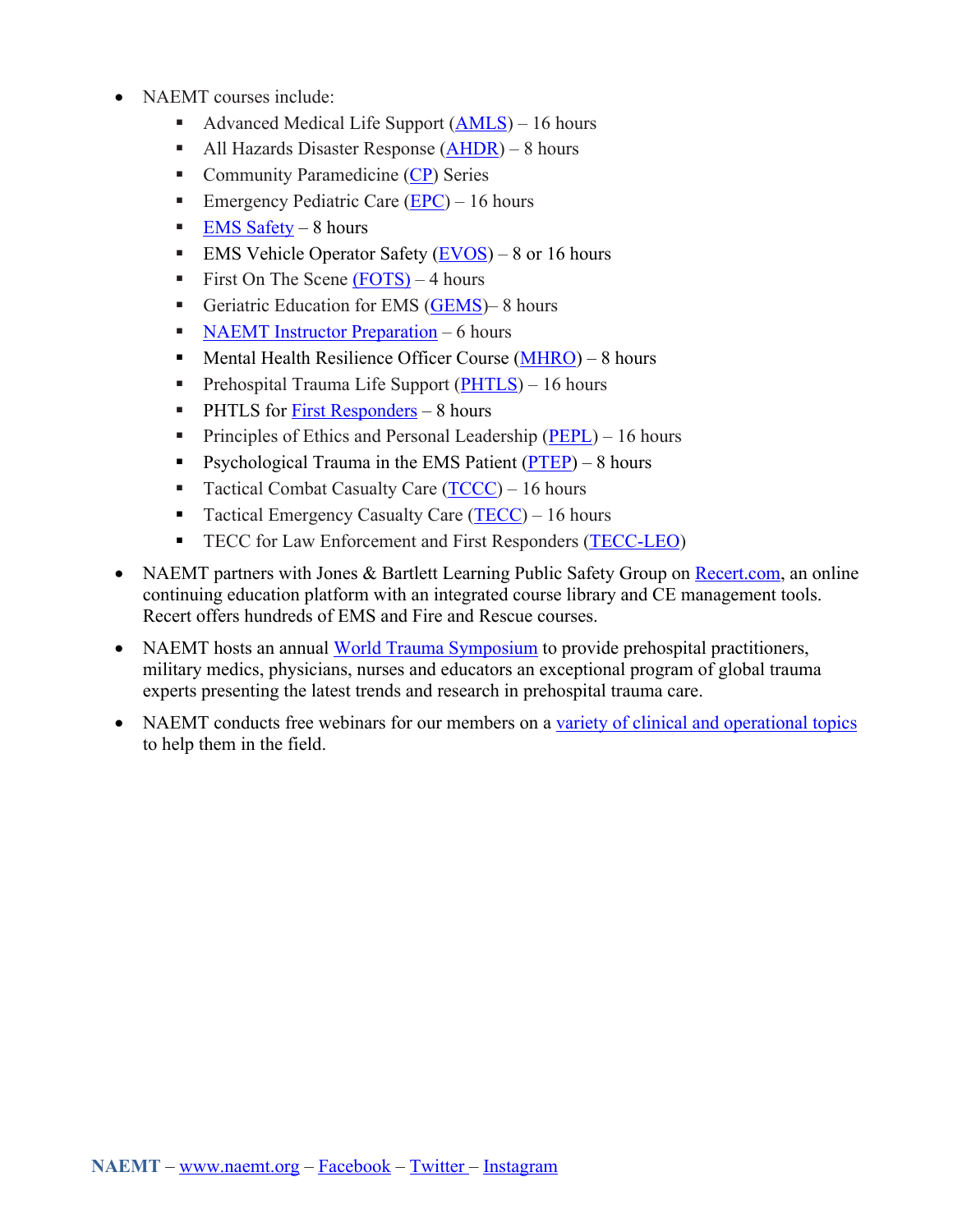- NAEMT courses include:
  - Advanced Medical Life Support (AMLS) – 16 hours
  - All Hazards Disaster Response (AHDR) – 8 hours
  - Community Paramedicine (CP) Series
  - Emergency Pediatric Care (EPC) – 16 hours
  - EMS Safety – 8 hours
  - EMS Vehicle Operator Safety (EVOS) – 8 or 16 hours
  - First On The Scene (FOTS) – 4 hours
  - Geriatric Education for EMS (GEMS)– 8 hours
  - NAEMT Instructor Preparation – 6 hours
  - Mental Health Resilience Officer Course (MHRO) – 8 hours
  - Prehospital Trauma Life Support (PHTLS) – 16 hours
  - PHTLS for First Responders – 8 hours
  - Principles of Ethics and Personal Leadership (PEPL) – 16 hours
  - Psychological Trauma in the EMS Patient (PTEP) – 8 hours
  - Tactical Combat Casualty Care (TCCC) – 16 hours
  - Tactical Emergency Casualty Care (TECC) – 16 hours
  - TECC for Law Enforcement and First Responders (TECC-LEO)
- NAEMT partners with Jones & Bartlett Learning Public Safety Group on Recert.com, an online continuing education platform with an integrated course library and CE management tools. Recert offers hundreds of EMS and Fire and Rescue courses.
- NAEMT hosts an annual World Trauma Symposium to provide prehospital practitioners, military medics, physicians, nurses and educators an exceptional program of global trauma experts presenting the latest trends and research in prehospital trauma care.
- NAEMT conducts free webinars for our members on a variety of clinical and operational topics to help them in the field.

**NAEMT** – www.naemt.org – Facebook – Twitter – Instagram